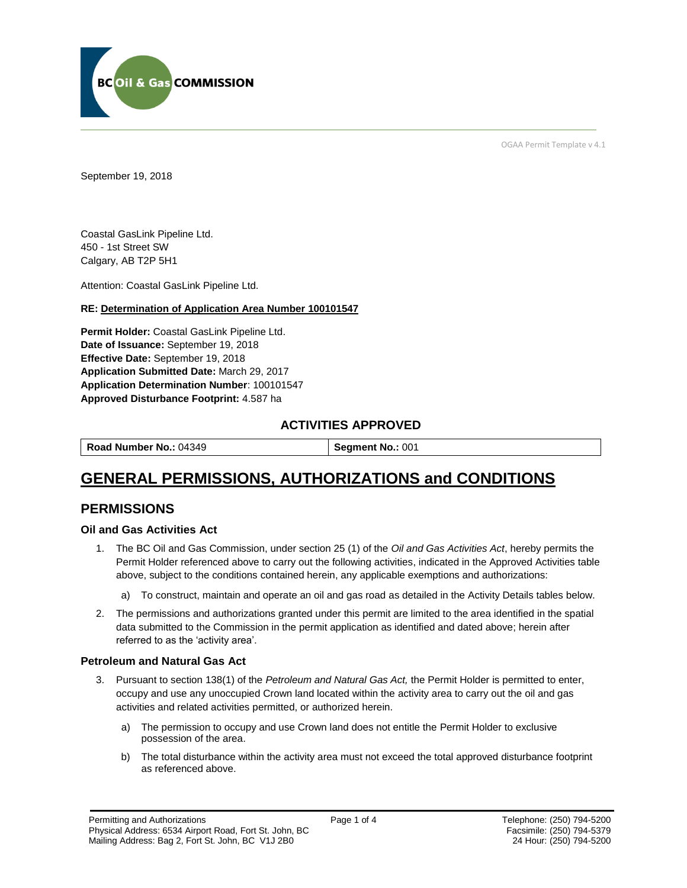OGAA Permit Template v 4.1

September 19, 2018

Coastal GasLink Pipeline Ltd.
450 - 1st Street SW
Calgary, AB T2P 5H1

Attention: Coastal GasLink Pipeline Ltd.

**RE: Determination of Application Area Number 100101547**

**Permit Holder:** Coastal GasLink Pipeline Ltd.
**Date of Issuance:** September 19, 2018
**Effective Date:** September 19, 2018
**Application Submitted Date:** March 29, 2017
**Application Determination Number**: 100101547
**Approved Disturbance Footprint:** 4.587 ha

## ACTIVITIES APPROVED

| **Road Number No.:** 04349 | **Segment No.:** 001 |
|---|---|

# GENERAL PERMISSIONS, AUTHORIZATIONS and CONDITIONS

## PERMISSIONS

### Oil and Gas Activities Act

1. The BC Oil and Gas Commission, under section 25 (1) of the *Oil and Gas Activities Act*, hereby permits the Permit Holder referenced above to carry out the following activities, indicated in the Approved Activities table above, subject to the conditions contained herein, any applicable exemptions and authorizations:
   a) To construct, maintain and operate an oil and gas road as detailed in the Activity Details tables below.
2. The permissions and authorizations granted under this permit are limited to the area identified in the spatial data submitted to the Commission in the permit application as identified and dated above; herein after referred to as the 'activity area'.

### Petroleum and Natural Gas Act

3. Pursuant to section 138(1) of the *Petroleum and Natural Gas Act,* the Permit Holder is permitted to enter, occupy and use any unoccupied Crown land located within the activity area to carry out the oil and gas activities and related activities permitted, or authorized herein.
   a) The permission to occupy and use Crown land does not entitle the Permit Holder to exclusive possession of the area.
   b) The total disturbance within the activity area must not exceed the total approved disturbance footprint as referenced above.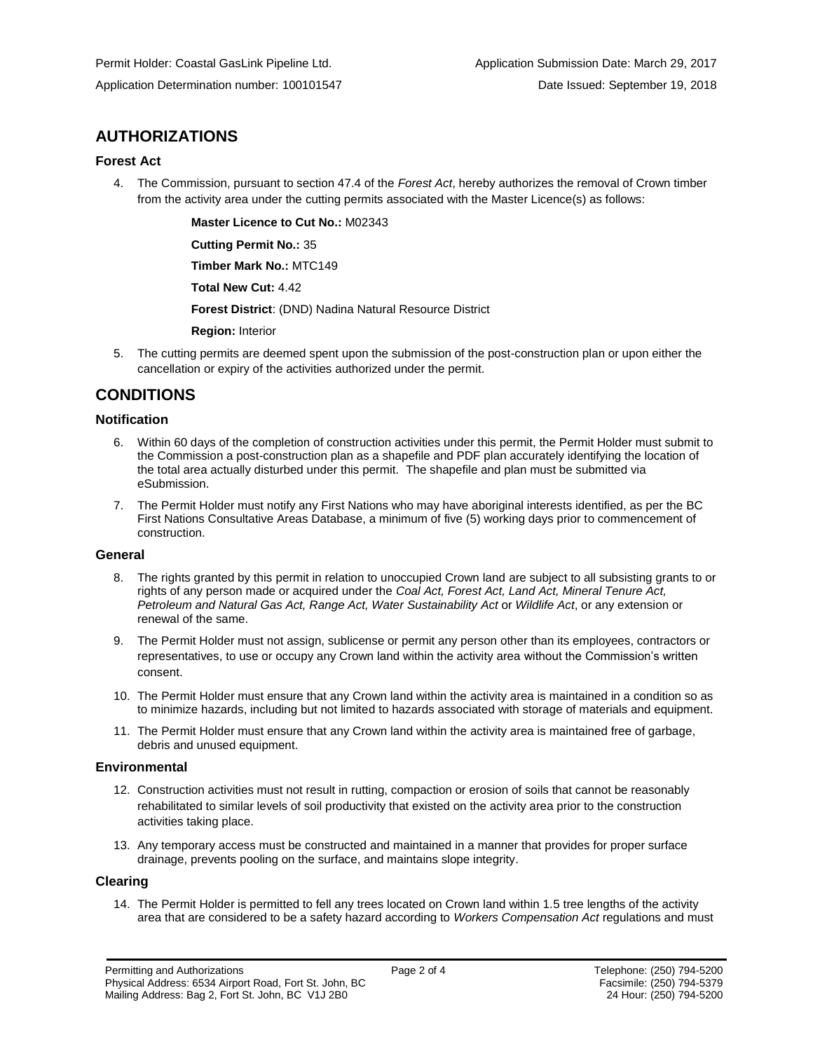Permit Holder: Coastal GasLink Pipeline Ltd. Application Submission Date: March 29, 2017

Application Determination number: 100101547 Date Issued: September 19, 2018

## AUTHORIZATIONS

### Forest Act

4. The Commission, pursuant to section 47.4 of the *Forest Act*, hereby authorizes the removal of Crown timber from the activity area under the cutting permits associated with the Master Licence(s) as follows:

   **Master Licence to Cut No.:** M02343

   **Cutting Permit No.:** 35

   **Timber Mark No.:** MTC149

   **Total New Cut:** 4.42

   **Forest District**: (DND) Nadina Natural Resource District

   **Region:** Interior

5. The cutting permits are deemed spent upon the submission of the post-construction plan or upon either the cancellation or expiry of the activities authorized under the permit.

## CONDITIONS

### Notification

6. Within 60 days of the completion of construction activities under this permit, the Permit Holder must submit to the Commission a post-construction plan as a shapefile and PDF plan accurately identifying the location of the total area actually disturbed under this permit. The shapefile and plan must be submitted via eSubmission.
7. The Permit Holder must notify any First Nations who may have aboriginal interests identified, as per the BC First Nations Consultative Areas Database, a minimum of five (5) working days prior to commencement of construction.

### General

8. The rights granted by this permit in relation to unoccupied Crown land are subject to all subsisting grants to or rights of any person made or acquired under the *Coal Act, Forest Act, Land Act, Mineral Tenure Act, Petroleum and Natural Gas Act, Range Act, Water Sustainability Act* or *Wildlife Act*, or any extension or renewal of the same.
9. The Permit Holder must not assign, sublicense or permit any person other than its employees, contractors or representatives, to use or occupy any Crown land within the activity area without the Commission's written consent.
10. The Permit Holder must ensure that any Crown land within the activity area is maintained in a condition so as to minimize hazards, including but not limited to hazards associated with storage of materials and equipment.
11. The Permit Holder must ensure that any Crown land within the activity area is maintained free of garbage, debris and unused equipment.

### Environmental

12. Construction activities must not result in rutting, compaction or erosion of soils that cannot be reasonably rehabilitated to similar levels of soil productivity that existed on the activity area prior to the construction activities taking place.
13. Any temporary access must be constructed and maintained in a manner that provides for proper surface drainage, prevents pooling on the surface, and maintains slope integrity.

### Clearing

14. The Permit Holder is permitted to fell any trees located on Crown land within 1.5 tree lengths of the activity area that are considered to be a safety hazard according to *Workers Compensation Act* regulations and must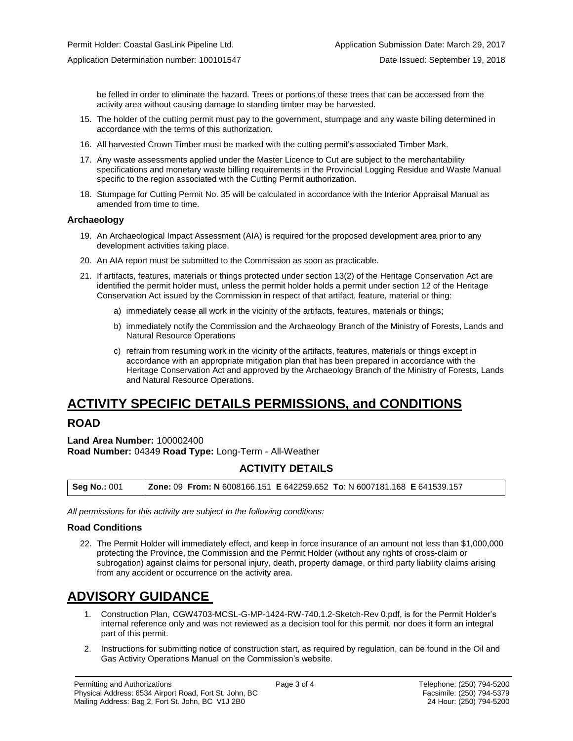be felled in order to eliminate the hazard. Trees or portions of these trees that can be accessed from the activity area without causing damage to standing timber may be harvested.

15. The holder of the cutting permit must pay to the government, stumpage and any waste billing determined in accordance with the terms of this authorization.
16. All harvested Crown Timber must be marked with the cutting permit's associated Timber Mark.
17. Any waste assessments applied under the Master Licence to Cut are subject to the merchantability specifications and monetary waste billing requirements in the Provincial Logging Residue and Waste Manual specific to the region associated with the Cutting Permit authorization.
18. Stumpage for Cutting Permit No. 35 will be calculated in accordance with the Interior Appraisal Manual as amended from time to time.

### Archaeology

19. An Archaeological Impact Assessment (AIA) is required for the proposed development area prior to any development activities taking place.
20. An AIA report must be submitted to the Commission as soon as practicable.
21. If artifacts, features, materials or things protected under section 13(2) of the Heritage Conservation Act are identified the permit holder must, unless the permit holder holds a permit under section 12 of the Heritage Conservation Act issued by the Commission in respect of that artifact, feature, material or thing:
    a) immediately cease all work in the vicinity of the artifacts, features, materials or things;
    b) immediately notify the Commission and the Archaeology Branch of the Ministry of Forests, Lands and Natural Resource Operations
    c) refrain from resuming work in the vicinity of the artifacts, features, materials or things except in accordance with an appropriate mitigation plan that has been prepared in accordance with the Heritage Conservation Act and approved by the Archaeology Branch of the Ministry of Forests, Lands and Natural Resource Operations.

# ACTIVITY SPECIFIC DETAILS PERMISSIONS, and CONDITIONS

## ROAD

**Land Area Number:** 100002400
**Road Number:** 04349 **Road Type:** Long-Term - All-Weather

### ACTIVITY DETAILS

| **Seg No.:** 001 | **Zone:** 09 **From: N** 6008166.151 **E** 642259.652 **To**: N 6007181.168 **E** 641539.157 |
|---|---|

*All permissions for this activity are subject to the following conditions:*

### Road Conditions

22. The Permit Holder will immediately effect, and keep in force insurance of an amount not less than $1,000,000 protecting the Province, the Commission and the Permit Holder (without any rights of cross-claim or subrogation) against claims for personal injury, death, property damage, or third party liability claims arising from any accident or occurrence on the activity area.

# ADVISORY GUIDANCE

1. Construction Plan, CGW4703-MCSL-G-MP-1424-RW-740.1.2-Sketch-Rev 0.pdf, is for the Permit Holder's internal reference only and was not reviewed as a decision tool for this permit, nor does it form an integral part of this permit.
2. Instructions for submitting notice of construction start, as required by regulation, can be found in the Oil and Gas Activity Operations Manual on the Commission's website.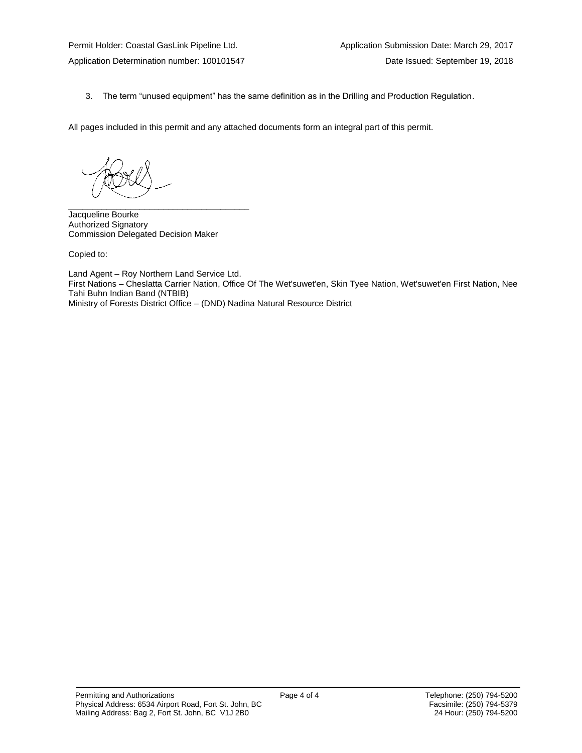3. The term “unused equipment” has the same definition as in the Drilling and Production Regulation.

All pages included in this permit and any attached documents form an integral part of this permit.

\_\_\_\_\_\_\_\_\_\_\_\_\_\_\_\_\_\_\_\_\_\_\_\_\_\_\_\_\_\_\_\_\_\_\_\_\_\_

Jacqueline Bourke
Authorized Signatory
Commission Delegated Decision Maker

Copied to:

Land Agent – Roy Northern Land Service Ltd.
First Nations – Cheslatta Carrier Nation, Office Of The Wet'suwet'en, Skin Tyee Nation, Wet'suwet'en First Nation, Nee Tahi Buhn Indian Band (NTBIB)
Ministry of Forests District Office – (DND) Nadina Natural Resource District